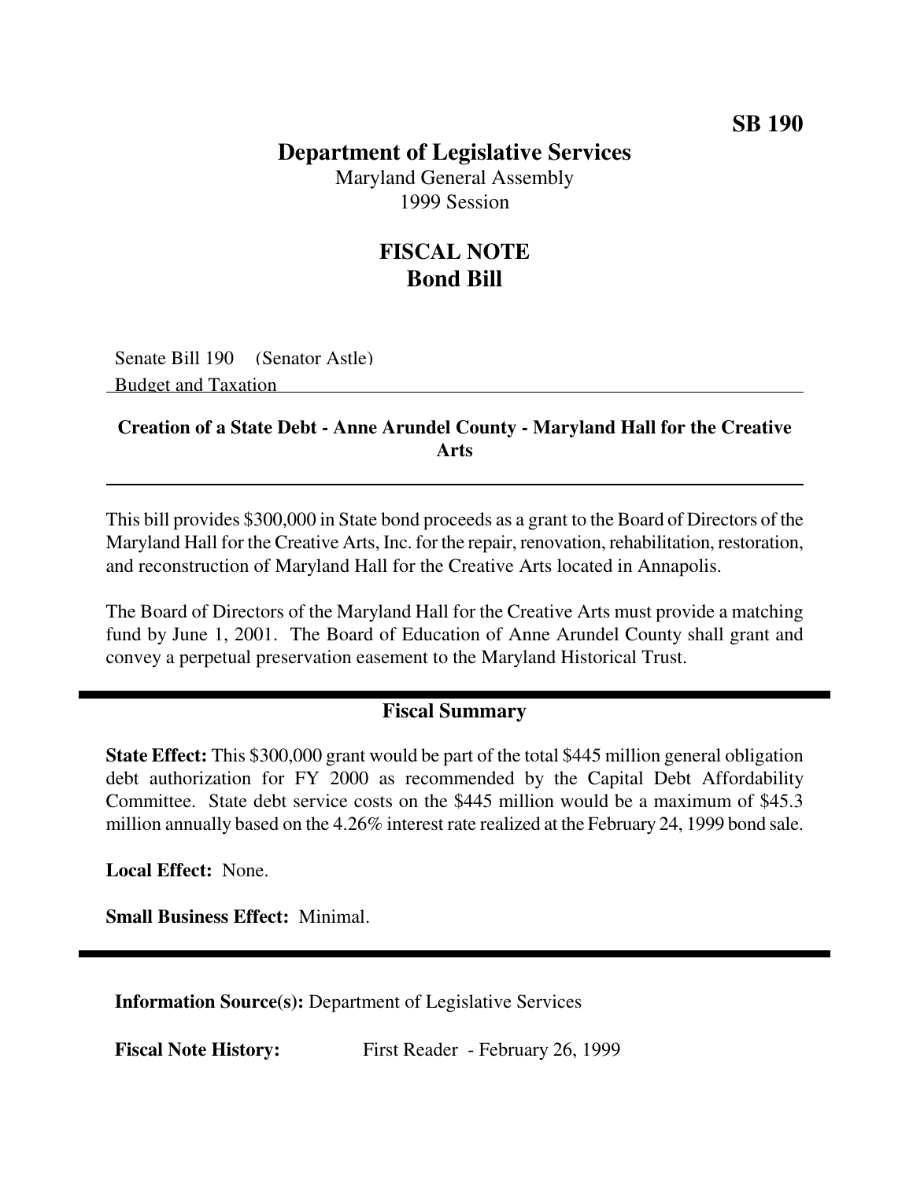**SB 190**

# Department of Legislative Services

Maryland General Assembly
1999 Session

## FISCAL NOTE
## Bond Bill

Senate Bill 190 (Senator Astle)
Budget and Taxation

### Creation of a State Debt - Anne Arundel County - Maryland Hall for the Creative Arts

This bill provides $300,000 in State bond proceeds as a grant to the Board of Directors of the Maryland Hall for the Creative Arts, Inc. for the repair, renovation, rehabilitation, restoration, and reconstruction of Maryland Hall for the Creative Arts located in Annapolis.

The Board of Directors of the Maryland Hall for the Creative Arts must provide a matching fund by June 1, 2001. The Board of Education of Anne Arundel County shall grant and convey a perpetual preservation easement to the Maryland Historical Trust.

## Fiscal Summary

**State Effect:** This $300,000 grant would be part of the total $445 million general obligation debt authorization for FY 2000 as recommended by the Capital Debt Affordability Committee. State debt service costs on the $445 million would be a maximum of $45.3 million annually based on the 4.26% interest rate realized at the February 24, 1999 bond sale.

**Local Effect:** None.

**Small Business Effect:** Minimal.

**Information Source(s):** Department of Legislative Services

**Fiscal Note History:** First Reader - February 26, 1999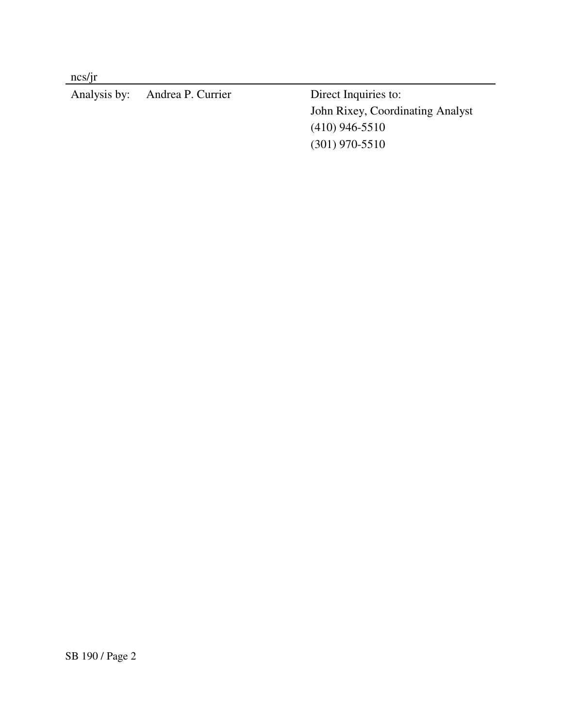ncs/jr

| | | |
|---|---|---|
| Analysis by: | Andrea P. Currier | Direct Inquiries to:<br>John Rixey, Coordinating Analyst<br>(410) 946-5510<br>(301) 970-5510 |